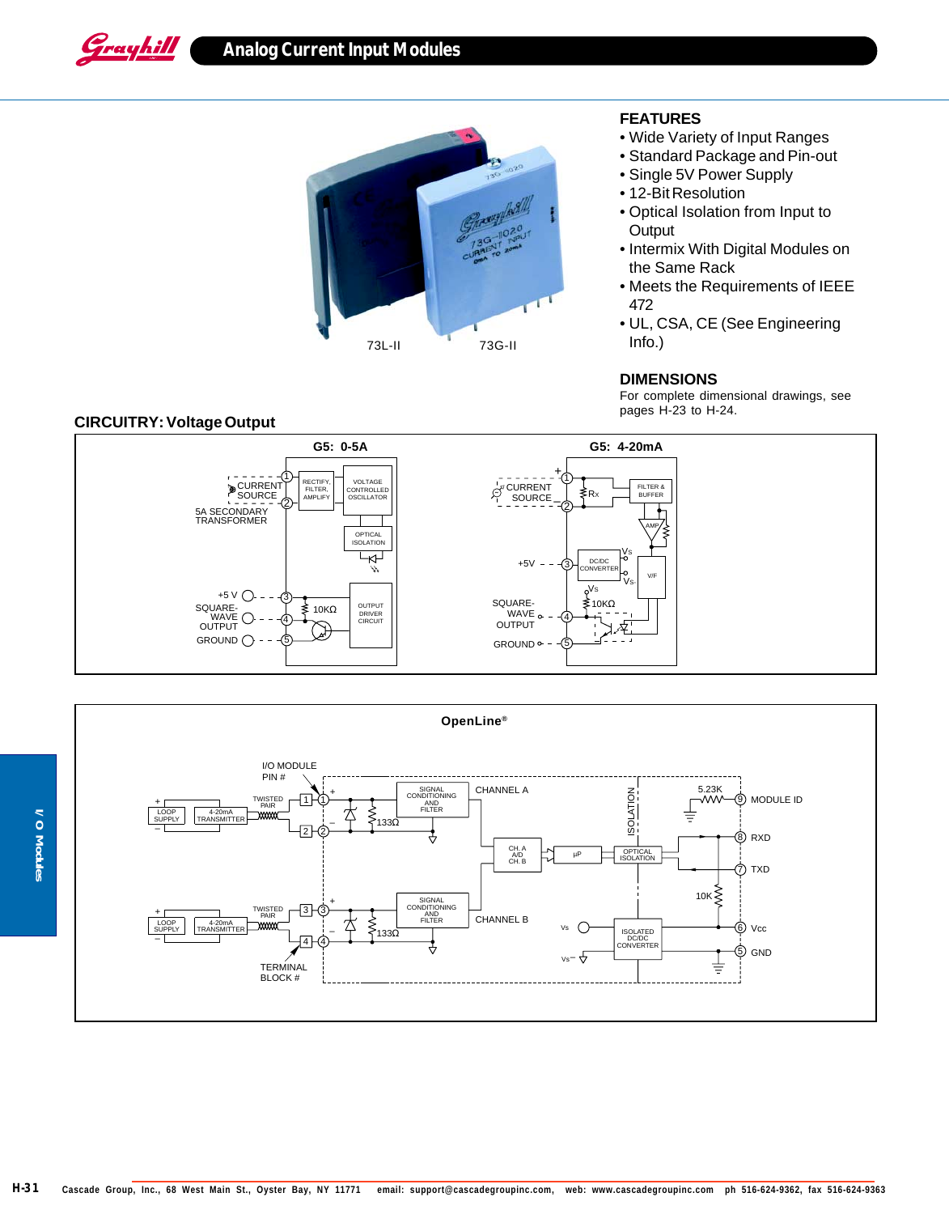# Analog Current Input Modules

73L-II 73G-II

## FEATURES

- Wide Variety of Input Ranges
- Standard Package and Pin-out
- Single 5V Power Supply
- 12-Bit Resolution
- Optical Isolation from Input to Output
- Intermix With Digital Modules on the Same Rack
- Meets the Requirements of IEEE 472
- UL, CSA, CE (See Engineering Info.)

## DIMENSIONS

For complete dimensional drawings, see pages H-23 to H-24.

## CIRCUITRY: Voltage Output

G5: 0-5A

G5: 4-20mA

OpenLine®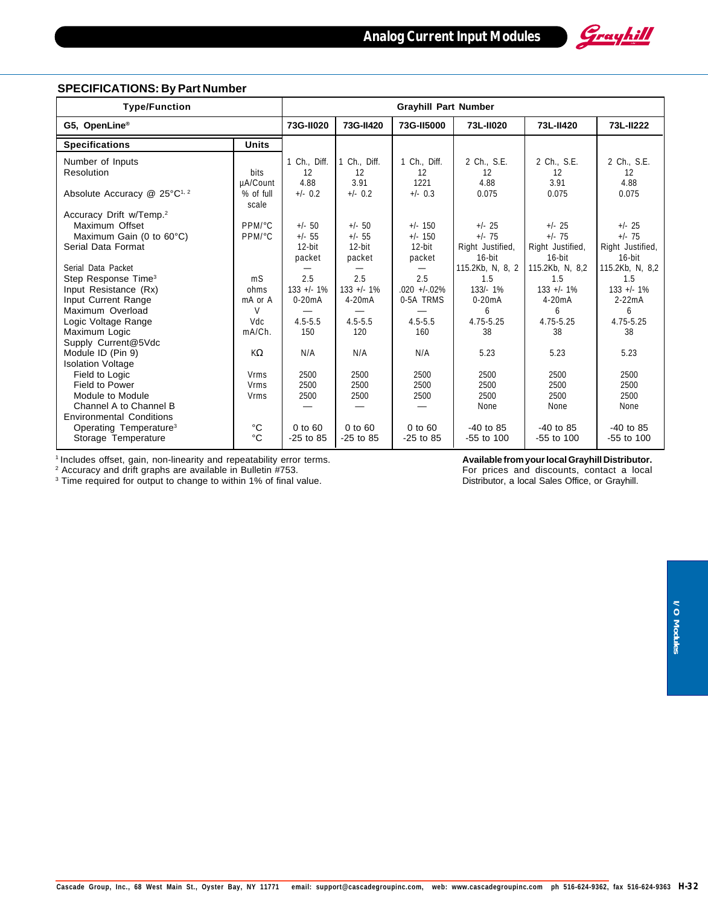## SPECIFICATIONS: By Part Number

| Type/Function | | Grayhill Part Number | | | | | |
|---|---|---|---|---|---|---|---|
| G5, OpenLine® | | 73G-II020 | 73G-II420 | 73G-II5000 | 73L-II020 | 73L-II420 | 73L-II222 |
| **Specifications** | **Units** | | | | | | |
| Number of Inputs | | 1 Ch., Diff. | 1 Ch., Diff. | 1 Ch., Diff. | 2 Ch., S.E. | 2 Ch., S.E. | 2 Ch., S.E. |
| Resolution | bits | 12 | 12 | 12 | 12 | 12 | 12 |
| | µA/Count | 4.88 | 3.91 | 1221 | 4.88 | 3.91 | 4.88 |
| Absolute Accuracy @ 25°C[1, 2] | % of full scale | +/- 0.2 | +/- 0.2 | +/- 0.3 | 0.075 | 0.075 | 0.075 |
| Accuracy Drift w/Temp.[2] | | | | | | | |
| Maximum Offset | PPM/°C | +/- 50 | +/- 50 | +/- 150 | +/- 25 | +/- 25 | +/- 25 |
| Maximum Gain (0 to 60°C) | PPM/°C | +/- 55 | +/- 55 | +/- 150 | +/- 75 | +/- 75 | +/- 75 |
| Serial Data Format | | 12-bit packet | 12-bit packet | 12-bit packet | Right Justified, 16-bit | Right Justified, 16-bit | Right Justified, 16-bit |
| Serial Data Packet | | — | — | — | 115.2Kb, N, 8, 2 | 115.2Kb, N, 8,2 | 115.2Kb, N, 8,2 |
| Step Response Time[3] | mS | 2.5 | 2.5 | 2.5 | 1.5 | 1.5 | 1.5 |
| Input Resistance (Rx) | ohms | 133 +/- 1% | 133 +/- 1% | .020 +/-.02% | 133/- 1% | 133 +/- 1% | 133 +/- 1% |
| Input Current Range | mA or A | 0-20mA | 4-20mA | 0-5A TRMS | 0-20mA | 4-20mA | 2-22mA |
| Maximum Overload | V | — | — | — | 6 | 6 | 6 |
| Logic Voltage Range | Vdc | 4.5-5.5 | 4.5-5.5 | 4.5-5.5 | 4.75-5.25 | 4.75-5.25 | 4.75-5.25 |
| Maximum Logic Supply Current@5Vdc | mA/Ch. | 150 | 120 | 160 | 38 | 38 | 38 |
| Module ID (Pin 9) | KΩ | N/A | N/A | N/A | 5.23 | 5.23 | 5.23 |
| Isolation Voltage | | | | | | | |
| Field to Logic | Vrms | 2500 | 2500 | 2500 | 2500 | 2500 | 2500 |
| Field to Power | Vrms | 2500 | 2500 | 2500 | 2500 | 2500 | 2500 |
| Module to Module | Vrms | 2500 | 2500 | 2500 | 2500 | 2500 | 2500 |
| Channel A to Channel B | | — | — | — | None | None | None |
| Environmental Conditions | | | | | | | |
| Operating Temperature[3] | °C | 0 to 60 | 0 to 60 | 0 to 60 | -40 to 85 | -40 to 85 | -40 to 85 |
| Storage Temperature | °C | -25 to 85 | -25 to 85 | -25 to 85 | -55 to 100 | -55 to 100 | -55 to 100 |

[1] Includes offset, gain, non-linearity and repeatability error terms.
[2] Accuracy and drift graphs are available in Bulletin #753.
[3] Time required for output to change to within 1% of final value.

**Available from your local Grayhill Distributor.**
For prices and discounts, contact a local Distributor, a local Sales Office, or Grayhill.